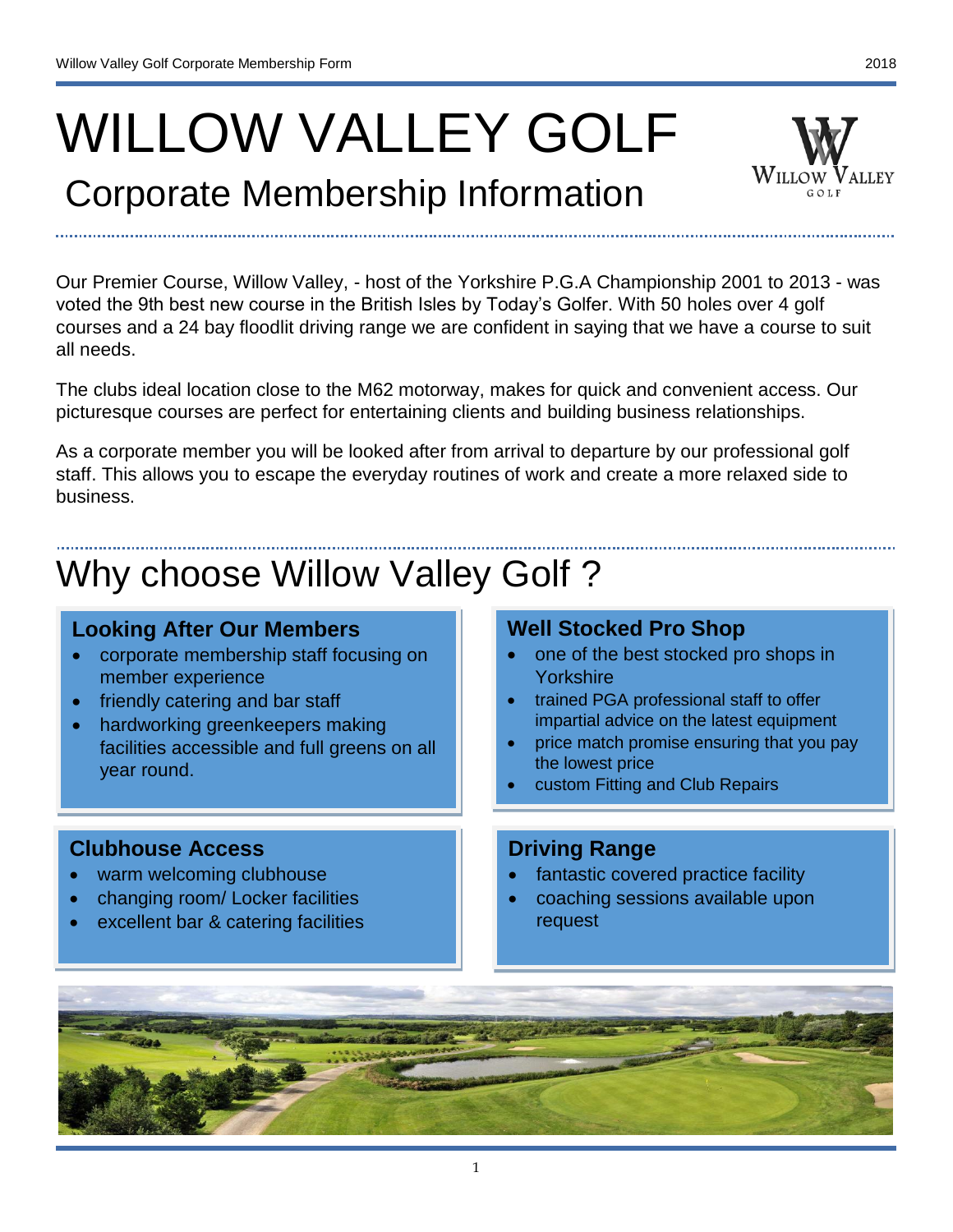# WILLOW VALLEY GOLF

## Corporate Membership Information

Our Premier Course, Willow Valley, - host of the Yorkshire P.G.A Championship 2001 to 2013 - was voted the 9th best new course in the British Isles by Today's Golfer. With 50 holes over 4 golf courses and a 24 bay floodlit driving range we are confident in saying that we have a course to suit all needs.

The clubs ideal location close to the M62 motorway, makes for quick and convenient access. Our picturesque courses are perfect for entertaining clients and building business relationships.

As a corporate member you will be looked after from arrival to departure by our professional golf staff. This allows you to escape the everyday routines of work and create a more relaxed side to business.

# Why choose Willow Valley Golf ?

### Looking After Our Members

- corporate membership staff focusing on member experience
- friendly catering and bar staff
- hardworking greenkeepers making facilities accessible and full greens on all year round.

### Well Stocked Pro Shop

- one of the best stocked pro shops in Yorkshire
- trained PGA professional staff to offer impartial advice on the latest equipment
- price match promise ensuring that you pay the lowest price
- custom Fitting and Club Repairs

### Clubhouse Access

- warm welcoming clubhouse
- changing room/ Locker facilities
- excellent bar & catering facilities

### Driving Range

- fantastic covered practice facility
- coaching sessions available upon request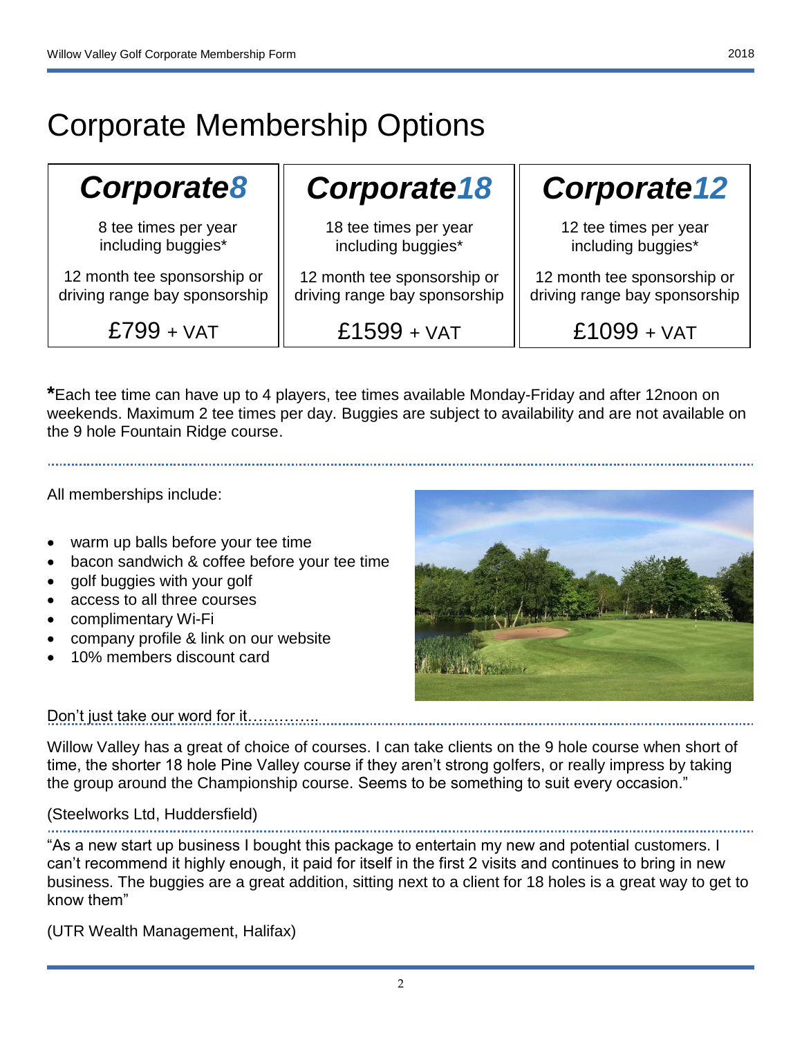# Corporate Membership Options

| ***Corporate8*** | ***Corporate18*** | ***Corporate12*** |
| --- | --- | --- |
| 8 tee times per year including buggies* | 18 tee times per year including buggies* | 12 tee times per year including buggies* |
| 12 month tee sponsorship or driving range bay sponsorship | 12 month tee sponsorship or driving range bay sponsorship | 12 month tee sponsorship or driving range bay sponsorship |
| £799 + VAT | £1599 + VAT | £1099 + VAT |

**\***Each tee time can have up to 4 players, tee times available Monday-Friday and after 12noon on weekends. Maximum 2 tee times per day. Buggies are subject to availability and are not available on the 9 hole Fountain Ridge course.

All memberships include:

- warm up balls before your tee time
- bacon sandwich & coffee before your tee time
- golf buggies with your golf
- access to all three courses
- complimentary Wi-Fi
- company profile & link on our website
- 10% members discount card

Don't just take our word for it…………..

Willow Valley has a great of choice of courses. I can take clients on the 9 hole course when short of time, the shorter 18 hole Pine Valley course if they aren't strong golfers, or really impress by taking the group around the Championship course. Seems to be something to suit every occasion."

(Steelworks Ltd, Huddersfield)

"As a new start up business I bought this package to entertain my new and potential customers. I can't recommend it highly enough, it paid for itself in the first 2 visits and continues to bring in new business. The buggies are a great addition, sitting next to a client for 18 holes is a great way to get to know them"

(UTR Wealth Management, Halifax)